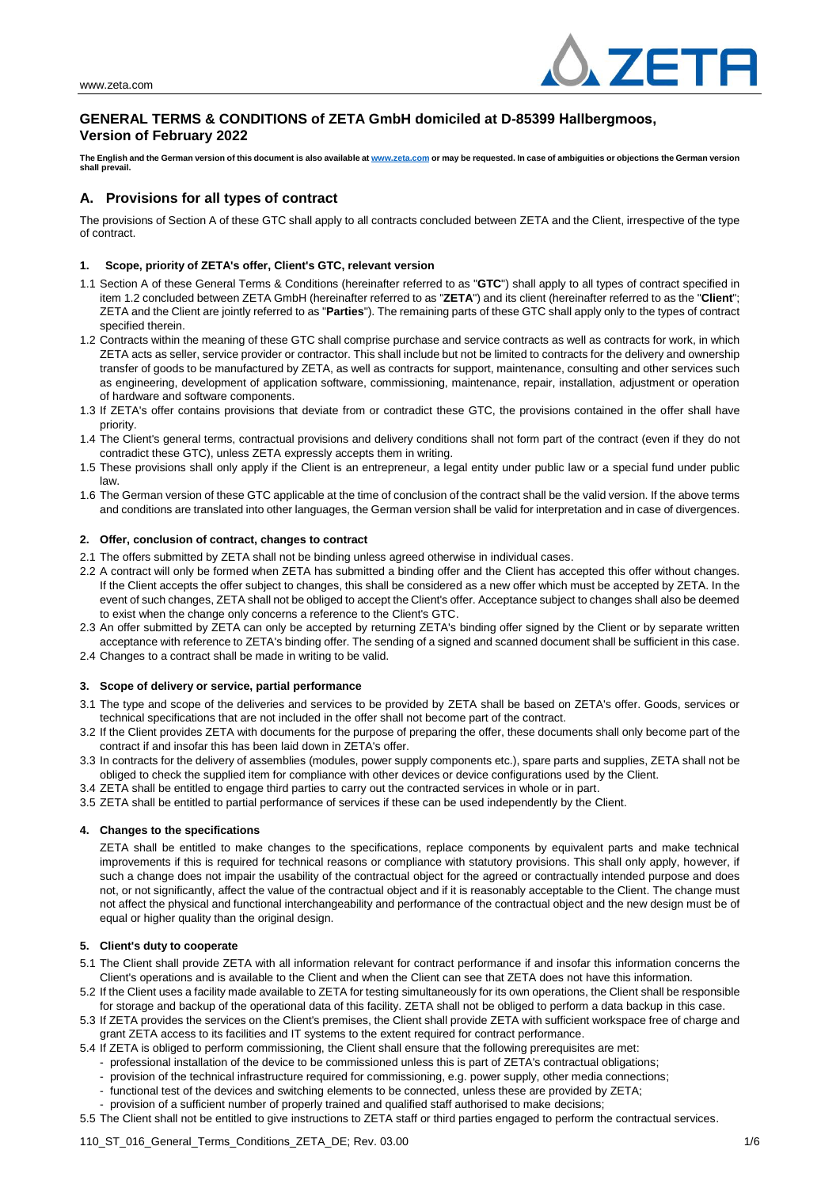# GENERAL TERMS & CONDITIONS of ZETA GmbH domiciled at D-85399 Hallbergmoos, Version of February 2022

**The English and the German version of this document is also available at www.zeta.com or may be requested. In case of ambiguities or objections the German version shall prevail.**

## A. Provisions for all types of contract

The provisions of Section A of these GTC shall apply to all contracts concluded between ZETA and the Client, irrespective of the type of contract.

### 1. Scope, priority of ZETA's offer, Client's GTC, relevant version

1.1 Section A of these General Terms & Conditions (hereinafter referred to as "**GTC**") shall apply to all types of contract specified in item 1.2 concluded between ZETA GmbH (hereinafter referred to as "**ZETA**") and its client (hereinafter referred to as the "**Client**"; ZETA and the Client are jointly referred to as "**Parties**"). The remaining parts of these GTC shall apply only to the types of contract specified therein.

1.2 Contracts within the meaning of these GTC shall comprise purchase and service contracts as well as contracts for work, in which ZETA acts as seller, service provider or contractor. This shall include but not be limited to contracts for the delivery and ownership transfer of goods to be manufactured by ZETA, as well as contracts for support, maintenance, consulting and other services such as engineering, development of application software, commissioning, maintenance, repair, installation, adjustment or operation of hardware and software components.

1.3 If ZETA's offer contains provisions that deviate from or contradict these GTC, the provisions contained in the offer shall have priority.

1.4 The Client's general terms, contractual provisions and delivery conditions shall not form part of the contract (even if they do not contradict these GTC), unless ZETA expressly accepts them in writing.

1.5 These provisions shall only apply if the Client is an entrepreneur, a legal entity under public law or a special fund under public law.

1.6 The German version of these GTC applicable at the time of conclusion of the contract shall be the valid version. If the above terms and conditions are translated into other languages, the German version shall be valid for interpretation and in case of divergences.

### 2. Offer, conclusion of contract, changes to contract

2.1 The offers submitted by ZETA shall not be binding unless agreed otherwise in individual cases.

2.2 A contract will only be formed when ZETA has submitted a binding offer and the Client has accepted this offer without changes. If the Client accepts the offer subject to changes, this shall be considered as a new offer which must be accepted by ZETA. In the event of such changes, ZETA shall not be obliged to accept the Client's offer. Acceptance subject to changes shall also be deemed to exist when the change only concerns a reference to the Client's GTC.

2.3 An offer submitted by ZETA can only be accepted by returning ZETA's binding offer signed by the Client or by separate written acceptance with reference to ZETA's binding offer. The sending of a signed and scanned document shall be sufficient in this case.

2.4 Changes to a contract shall be made in writing to be valid.

### 3. Scope of delivery or service, partial performance

3.1 The type and scope of the deliveries and services to be provided by ZETA shall be based on ZETA's offer. Goods, services or technical specifications that are not included in the offer shall not become part of the contract.

3.2 If the Client provides ZETA with documents for the purpose of preparing the offer, these documents shall only become part of the contract if and insofar this has been laid down in ZETA's offer.

3.3 In contracts for the delivery of assemblies (modules, power supply components etc.), spare parts and supplies, ZETA shall not be obliged to check the supplied item for compliance with other devices or device configurations used by the Client.

3.4 ZETA shall be entitled to engage third parties to carry out the contracted services in whole or in part.

3.5 ZETA shall be entitled to partial performance of services if these can be used independently by the Client.

### 4. Changes to the specifications

ZETA shall be entitled to make changes to the specifications, replace components by equivalent parts and make technical improvements if this is required for technical reasons or compliance with statutory provisions. This shall only apply, however, if such a change does not impair the usability of the contractual object for the agreed or contractually intended purpose and does not, or not significantly, affect the value of the contractual object and if it is reasonably acceptable to the Client. The change must not affect the physical and functional interchangeability and performance of the contractual object and the new design must be of equal or higher quality than the original design.

### 5. Client's duty to cooperate

5.1 The Client shall provide ZETA with all information relevant for contract performance if and insofar this information concerns the Client's operations and is available to the Client and when the Client can see that ZETA does not have this information.

5.2 If the Client uses a facility made available to ZETA for testing simultaneously for its own operations, the Client shall be responsible for storage and backup of the operational data of this facility. ZETA shall not be obliged to perform a data backup in this case.

5.3 If ZETA provides the services on the Client's premises, the Client shall provide ZETA with sufficient workspace free of charge and grant ZETA access to its facilities and IT systems to the extent required for contract performance.

5.4 If ZETA is obliged to perform commissioning, the Client shall ensure that the following prerequisites are met:

- professional installation of the device to be commissioned unless this is part of ZETA's contractual obligations;
- provision of the technical infrastructure required for commissioning, e.g. power supply, other media connections;
- functional test of the devices and switching elements to be connected, unless these are provided by ZETA;
- provision of a sufficient number of properly trained and qualified staff authorised to make decisions;

5.5 The Client shall not be entitled to give instructions to ZETA staff or third parties engaged to perform the contractual services.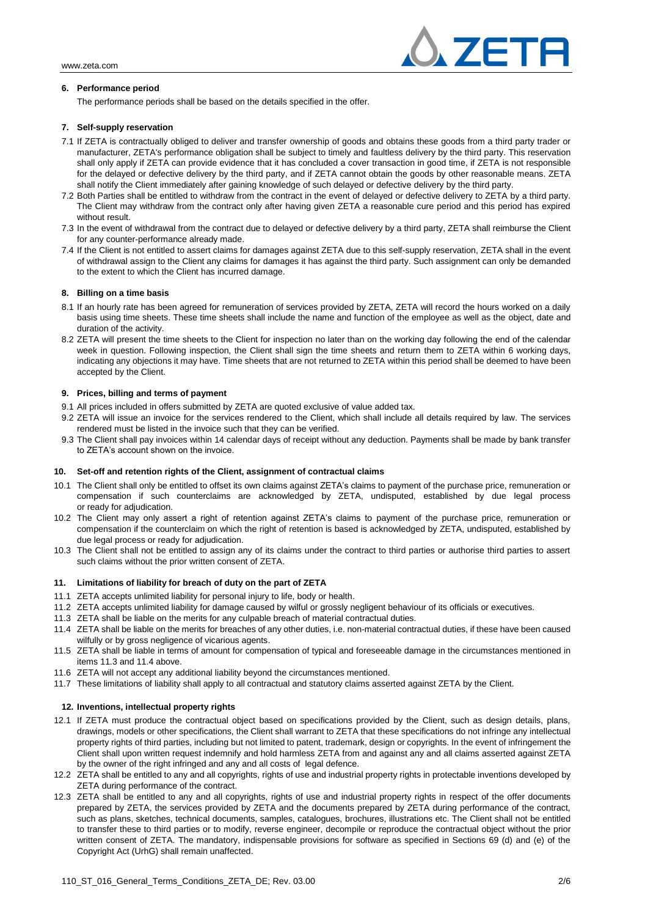## 6. Performance period

The performance periods shall be based on the details specified in the offer.

## 7. Self-supply reservation

7.1 If ZETA is contractually obliged to deliver and transfer ownership of goods and obtains these goods from a third party trader or manufacturer, ZETA's performance obligation shall be subject to timely and faultless delivery by the third party. This reservation shall only apply if ZETA can provide evidence that it has concluded a cover transaction in good time, if ZETA is not responsible for the delayed or defective delivery by the third party, and if ZETA cannot obtain the goods by other reasonable means. ZETA shall notify the Client immediately after gaining knowledge of such delayed or defective delivery by the third party.

7.2 Both Parties shall be entitled to withdraw from the contract in the event of delayed or defective delivery to ZETA by a third party. The Client may withdraw from the contract only after having given ZETA a reasonable cure period and this period has expired without result.

7.3 In the event of withdrawal from the contract due to delayed or defective delivery by a third party, ZETA shall reimburse the Client for any counter-performance already made.

7.4 If the Client is not entitled to assert claims for damages against ZETA due to this self-supply reservation, ZETA shall in the event of withdrawal assign to the Client any claims for damages it has against the third party. Such assignment can only be demanded to the extent to which the Client has incurred damage.

## 8. Billing on a time basis

8.1 If an hourly rate has been agreed for remuneration of services provided by ZETA, ZETA will record the hours worked on a daily basis using time sheets. These time sheets shall include the name and function of the employee as well as the object, date and duration of the activity.

8.2 ZETA will present the time sheets to the Client for inspection no later than on the working day following the end of the calendar week in question. Following inspection, the Client shall sign the time sheets and return them to ZETA within 6 working days, indicating any objections it may have. Time sheets that are not returned to ZETA within this period shall be deemed to have been accepted by the Client.

## 9. Prices, billing and terms of payment

9.1 All prices included in offers submitted by ZETA are quoted exclusive of value added tax.

9.2 ZETA will issue an invoice for the services rendered to the Client, which shall include all details required by law. The services rendered must be listed in the invoice such that they can be verified.

9.3 The Client shall pay invoices within 14 calendar days of receipt without any deduction. Payments shall be made by bank transfer to ZETA's account shown on the invoice.

## 10. Set-off and retention rights of the Client, assignment of contractual claims

10.1 The Client shall only be entitled to offset its own claims against ZETA's claims to payment of the purchase price, remuneration or compensation if such counterclaims are acknowledged by ZETA, undisputed, established by due legal process or ready for adjudication.

10.2 The Client may only assert a right of retention against ZETA's claims to payment of the purchase price, remuneration or compensation if the counterclaim on which the right of retention is based is acknowledged by ZETA, undisputed, established by due legal process or ready for adjudication.

10.3 The Client shall not be entitled to assign any of its claims under the contract to third parties or authorise third parties to assert such claims without the prior written consent of ZETA.

## 11. Limitations of liability for breach of duty on the part of ZETA

11.1 ZETA accepts unlimited liability for personal injury to life, body or health.

11.2 ZETA accepts unlimited liability for damage caused by wilful or grossly negligent behaviour of its officials or executives.

11.3 ZETA shall be liable on the merits for any culpable breach of material contractual duties.

11.4 ZETA shall be liable on the merits for breaches of any other duties, i.e. non-material contractual duties, if these have been caused wilfully or by gross negligence of vicarious agents.

11.5 ZETA shall be liable in terms of amount for compensation of typical and foreseeable damage in the circumstances mentioned in items 11.3 and 11.4 above.

11.6 ZETA will not accept any additional liability beyond the circumstances mentioned.

11.7 These limitations of liability shall apply to all contractual and statutory claims asserted against ZETA by the Client.

## 12. Inventions, intellectual property rights

12.1 If ZETA must produce the contractual object based on specifications provided by the Client, such as design details, plans, drawings, models or other specifications, the Client shall warrant to ZETA that these specifications do not infringe any intellectual property rights of third parties, including but not limited to patent, trademark, design or copyrights. In the event of infringement the Client shall upon written request indemnify and hold harmless ZETA from and against any and all claims asserted against ZETA by the owner of the right infringed and any and all costs of legal defence.

12.2 ZETA shall be entitled to any and all copyrights, rights of use and industrial property rights in protectable inventions developed by ZETA during performance of the contract.

12.3 ZETA shall be entitled to any and all copyrights, rights of use and industrial property rights in respect of the offer documents prepared by ZETA, the services provided by ZETA and the documents prepared by ZETA during performance of the contract, such as plans, sketches, technical documents, samples, catalogues, brochures, illustrations etc. The Client shall not be entitled to transfer these to third parties or to modify, reverse engineer, decompile or reproduce the contractual object without the prior written consent of ZETA. The mandatory, indispensable provisions for software as specified in Sections 69 (d) and (e) of the Copyright Act (UrhG) shall remain unaffected.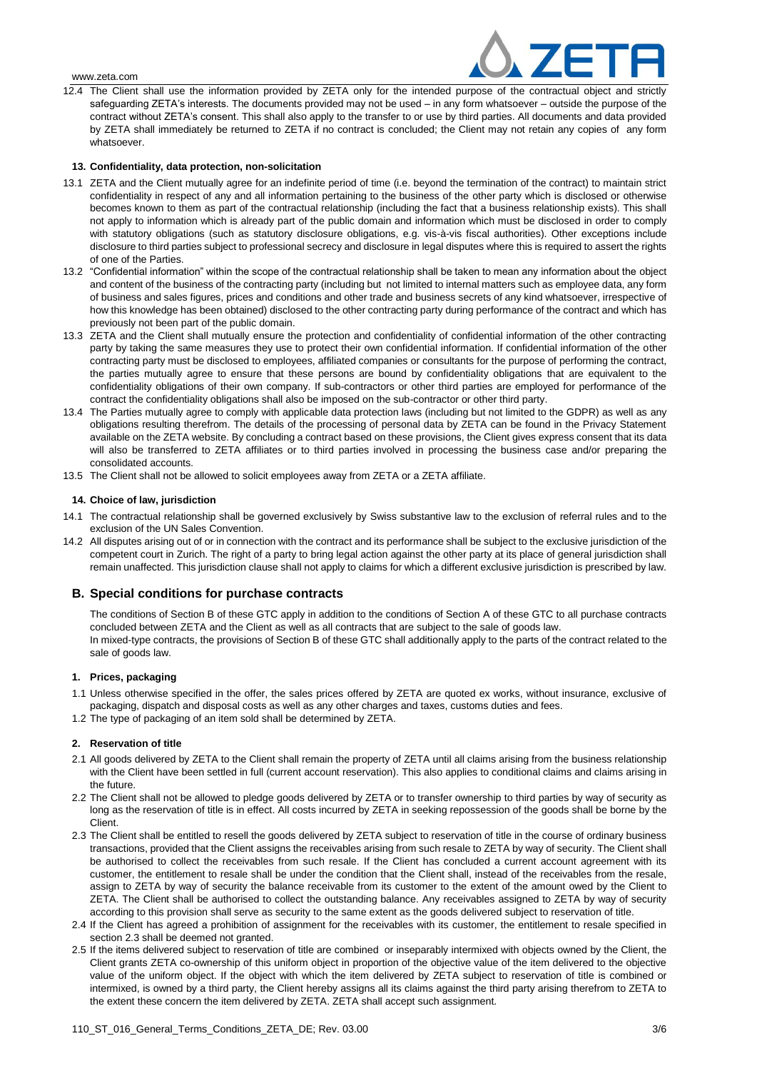12.4 The Client shall use the information provided by ZETA only for the intended purpose of the contractual object and strictly safeguarding ZETA's interests. The documents provided may not be used – in any form whatsoever – outside the purpose of the contract without ZETA's consent. This shall also apply to the transfer to or use by third parties. All documents and data provided by ZETA shall immediately be returned to ZETA if no contract is concluded; the Client may not retain any copies of any form whatsoever.

### 13. Confidentiality, data protection, non-solicitation

13.1 ZETA and the Client mutually agree for an indefinite period of time (i.e. beyond the termination of the contract) to maintain strict confidentiality in respect of any and all information pertaining to the business of the other party which is disclosed or otherwise becomes known to them as part of the contractual relationship (including the fact that a business relationship exists). This shall not apply to information which is already part of the public domain and information which must be disclosed in order to comply with statutory obligations (such as statutory disclosure obligations, e.g. vis-à-vis fiscal authorities). Other exceptions include disclosure to third parties subject to professional secrecy and disclosure in legal disputes where this is required to assert the rights of one of the Parties.

13.2 "Confidential information" within the scope of the contractual relationship shall be taken to mean any information about the object and content of the business of the contracting party (including but not limited to internal matters such as employee data, any form of business and sales figures, prices and conditions and other trade and business secrets of any kind whatsoever, irrespective of how this knowledge has been obtained) disclosed to the other contracting party during performance of the contract and which has previously not been part of the public domain.

13.3 ZETA and the Client shall mutually ensure the protection and confidentiality of confidential information of the other contracting party by taking the same measures they use to protect their own confidential information. If confidential information of the other contracting party must be disclosed to employees, affiliated companies or consultants for the purpose of performing the contract, the parties mutually agree to ensure that these persons are bound by confidentiality obligations that are equivalent to the confidentiality obligations of their own company. If sub-contractors or other third parties are employed for performance of the contract the confidentiality obligations shall also be imposed on the sub-contractor or other third party.

13.4 The Parties mutually agree to comply with applicable data protection laws (including but not limited to the GDPR) as well as any obligations resulting therefrom. The details of the processing of personal data by ZETA can be found in the Privacy Statement available on the ZETA website. By concluding a contract based on these provisions, the Client gives express consent that its data will also be transferred to ZETA affiliates or to third parties involved in processing the business case and/or preparing the consolidated accounts.

13.5 The Client shall not be allowed to solicit employees away from ZETA or a ZETA affiliate.

### 14. Choice of law, jurisdiction

14.1 The contractual relationship shall be governed exclusively by Swiss substantive law to the exclusion of referral rules and to the exclusion of the UN Sales Convention.

14.2 All disputes arising out of or in connection with the contract and its performance shall be subject to the exclusive jurisdiction of the competent court in Zurich. The right of a party to bring legal action against the other party at its place of general jurisdiction shall remain unaffected. This jurisdiction clause shall not apply to claims for which a different exclusive jurisdiction is prescribed by law.

## B. Special conditions for purchase contracts

The conditions of Section B of these GTC apply in addition to the conditions of Section A of these GTC to all purchase contracts concluded between ZETA and the Client as well as all contracts that are subject to the sale of goods law.
In mixed-type contracts, the provisions of Section B of these GTC shall additionally apply to the parts of the contract related to the sale of goods law.

### 1. Prices, packaging

1.1 Unless otherwise specified in the offer, the sales prices offered by ZETA are quoted ex works, without insurance, exclusive of packaging, dispatch and disposal costs as well as any other charges and taxes, customs duties and fees.

1.2 The type of packaging of an item sold shall be determined by ZETA.

### 2. Reservation of title

2.1 All goods delivered by ZETA to the Client shall remain the property of ZETA until all claims arising from the business relationship with the Client have been settled in full (current account reservation). This also applies to conditional claims and claims arising in the future.

2.2 The Client shall not be allowed to pledge goods delivered by ZETA or to transfer ownership to third parties by way of security as long as the reservation of title is in effect. All costs incurred by ZETA in seeking repossession of the goods shall be borne by the Client.

2.3 The Client shall be entitled to resell the goods delivered by ZETA subject to reservation of title in the course of ordinary business transactions, provided that the Client assigns the receivables arising from such resale to ZETA by way of security. The Client shall be authorised to collect the receivables from such resale. If the Client has concluded a current account agreement with its customer, the entitlement to resale shall be under the condition that the Client shall, instead of the receivables from the resale, assign to ZETA by way of security the balance receivable from its customer to the extent of the amount owed by the Client to ZETA. The Client shall be authorised to collect the outstanding balance. Any receivables assigned to ZETA by way of security according to this provision shall serve as security to the same extent as the goods delivered subject to reservation of title.

2.4 If the Client has agreed a prohibition of assignment for the receivables with its customer, the entitlement to resale specified in section 2.3 shall be deemed not granted.

2.5 If the items delivered subject to reservation of title are combined or inseparably intermixed with objects owned by the Client, the Client grants ZETA co-ownership of this uniform object in proportion of the objective value of the item delivered to the objective value of the uniform object. If the object with which the item delivered by ZETA subject to reservation of title is combined or intermixed, is owned by a third party, the Client hereby assigns all its claims against the third party arising therefrom to ZETA to the extent these concern the item delivered by ZETA. ZETA shall accept such assignment.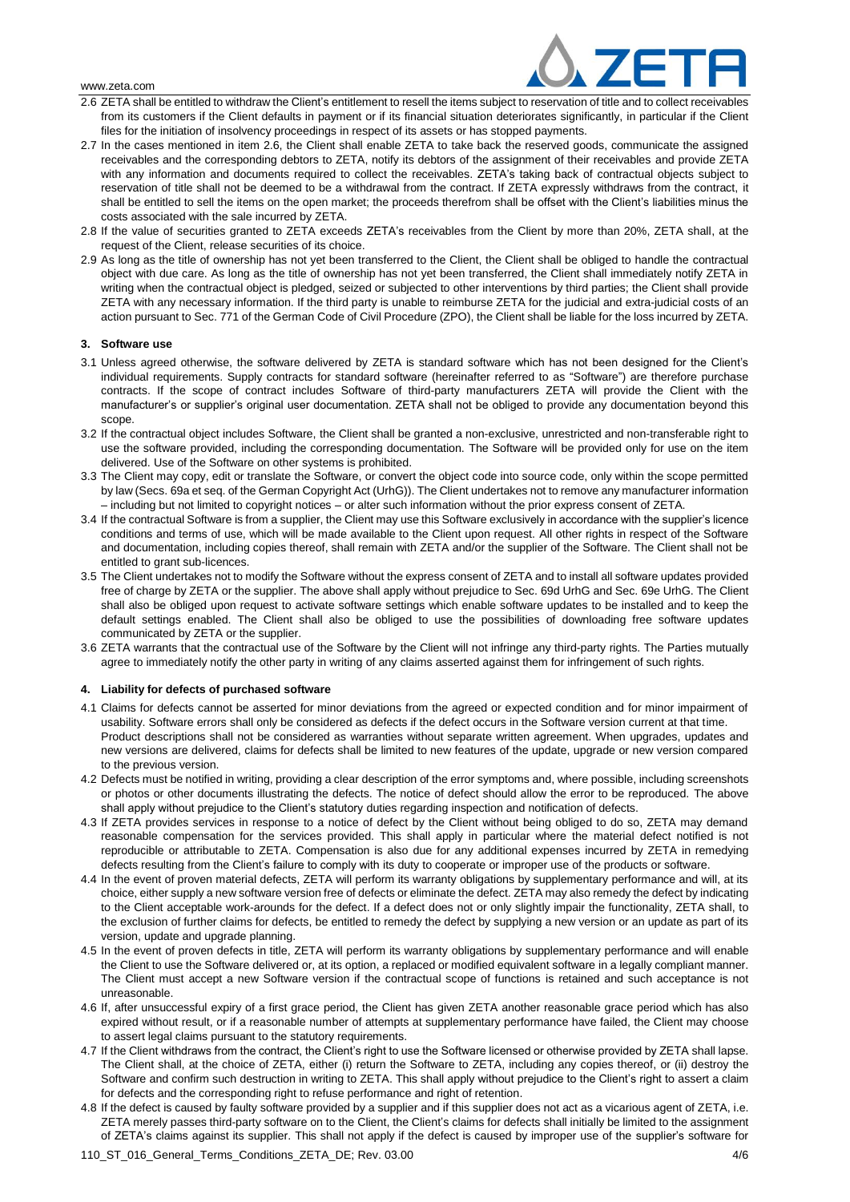2.6 ZETA shall be entitled to withdraw the Client's entitlement to resell the items subject to reservation of title and to collect receivables from its customers if the Client defaults in payment or if its financial situation deteriorates significantly, in particular if the Client files for the initiation of insolvency proceedings in respect of its assets or has stopped payments.

2.7 In the cases mentioned in item 2.6, the Client shall enable ZETA to take back the reserved goods, communicate the assigned receivables and the corresponding debtors to ZETA, notify its debtors of the assignment of their receivables and provide ZETA with any information and documents required to collect the receivables. ZETA's taking back of contractual objects subject to reservation of title shall not be deemed to be a withdrawal from the contract. If ZETA expressly withdraws from the contract, it shall be entitled to sell the items on the open market; the proceeds therefrom shall be offset with the Client's liabilities minus the costs associated with the sale incurred by ZETA.

2.8 If the value of securities granted to ZETA exceeds ZETA's receivables from the Client by more than 20%, ZETA shall, at the request of the Client, release securities of its choice.

2.9 As long as the title of ownership has not yet been transferred to the Client, the Client shall be obliged to handle the contractual object with due care. As long as the title of ownership has not yet been transferred, the Client shall immediately notify ZETA in writing when the contractual object is pledged, seized or subjected to other interventions by third parties; the Client shall provide ZETA with any necessary information. If the third party is unable to reimburse ZETA for the judicial and extra-judicial costs of an action pursuant to Sec. 771 of the German Code of Civil Procedure (ZPO), the Client shall be liable for the loss incurred by ZETA.

## 3. Software use

3.1 Unless agreed otherwise, the software delivered by ZETA is standard software which has not been designed for the Client's individual requirements. Supply contracts for standard software (hereinafter referred to as "Software") are therefore purchase contracts. If the scope of contract includes Software of third-party manufacturers ZETA will provide the Client with the manufacturer's or supplier's original user documentation. ZETA shall not be obliged to provide any documentation beyond this scope.

3.2 If the contractual object includes Software, the Client shall be granted a non-exclusive, unrestricted and non-transferable right to use the software provided, including the corresponding documentation. The Software will be provided only for use on the item delivered. Use of the Software on other systems is prohibited.

3.3 The Client may copy, edit or translate the Software, or convert the object code into source code, only within the scope permitted by law (Secs. 69a et seq. of the German Copyright Act (UrhG)). The Client undertakes not to remove any manufacturer information – including but not limited to copyright notices – or alter such information without the prior express consent of ZETA.

3.4 If the contractual Software is from a supplier, the Client may use this Software exclusively in accordance with the supplier's licence conditions and terms of use, which will be made available to the Client upon request. All other rights in respect of the Software and documentation, including copies thereof, shall remain with ZETA and/or the supplier of the Software. The Client shall not be entitled to grant sub-licences.

3.5 The Client undertakes not to modify the Software without the express consent of ZETA and to install all software updates provided free of charge by ZETA or the supplier. The above shall apply without prejudice to Sec. 69d UrhG and Sec. 69e UrhG. The Client shall also be obliged upon request to activate software settings which enable software updates to be installed and to keep the default settings enabled. The Client shall also be obliged to use the possibilities of downloading free software updates communicated by ZETA or the supplier.

3.6 ZETA warrants that the contractual use of the Software by the Client will not infringe any third-party rights. The Parties mutually agree to immediately notify the other party in writing of any claims asserted against them for infringement of such rights.

## 4. Liability for defects of purchased software

4.1 Claims for defects cannot be asserted for minor deviations from the agreed or expected condition and for minor impairment of usability. Software errors shall only be considered as defects if the defect occurs in the Software version current at that time. Product descriptions shall not be considered as warranties without separate written agreement. When upgrades, updates and new versions are delivered, claims for defects shall be limited to new features of the update, upgrade or new version compared to the previous version.

4.2 Defects must be notified in writing, providing a clear description of the error symptoms and, where possible, including screenshots or photos or other documents illustrating the defects. The notice of defect should allow the error to be reproduced. The above shall apply without prejudice to the Client's statutory duties regarding inspection and notification of defects.

4.3 If ZETA provides services in response to a notice of defect by the Client without being obliged to do so, ZETA may demand reasonable compensation for the services provided. This shall apply in particular where the material defect notified is not reproducible or attributable to ZETA. Compensation is also due for any additional expenses incurred by ZETA in remedying defects resulting from the Client's failure to comply with its duty to cooperate or improper use of the products or software.

4.4 In the event of proven material defects, ZETA will perform its warranty obligations by supplementary performance and will, at its choice, either supply a new software version free of defects or eliminate the defect. ZETA may also remedy the defect by indicating to the Client acceptable work-arounds for the defect. If a defect does not or only slightly impair the functionality, ZETA shall, to the exclusion of further claims for defects, be entitled to remedy the defect by supplying a new version or an update as part of its version, update and upgrade planning.

4.5 In the event of proven defects in title, ZETA will perform its warranty obligations by supplementary performance and will enable the Client to use the Software delivered or, at its option, a replaced or modified equivalent software in a legally compliant manner. The Client must accept a new Software version if the contractual scope of functions is retained and such acceptance is not unreasonable.

4.6 If, after unsuccessful expiry of a first grace period, the Client has given ZETA another reasonable grace period which has also expired without result, or if a reasonable number of attempts at supplementary performance have failed, the Client may choose to assert legal claims pursuant to the statutory requirements.

4.7 If the Client withdraws from the contract, the Client's right to use the Software licensed or otherwise provided by ZETA shall lapse. The Client shall, at the choice of ZETA, either (i) return the Software to ZETA, including any copies thereof, or (ii) destroy the Software and confirm such destruction in writing to ZETA. This shall apply without prejudice to the Client's right to assert a claim for defects and the corresponding right to refuse performance and right of retention.

4.8 If the defect is caused by faulty software provided by a supplier and if this supplier does not act as a vicarious agent of ZETA, i.e. ZETA merely passes third-party software on to the Client, the Client's claims for defects shall initially be limited to the assignment of ZETA's claims against its supplier. This shall not apply if the defect is caused by improper use of the supplier's software for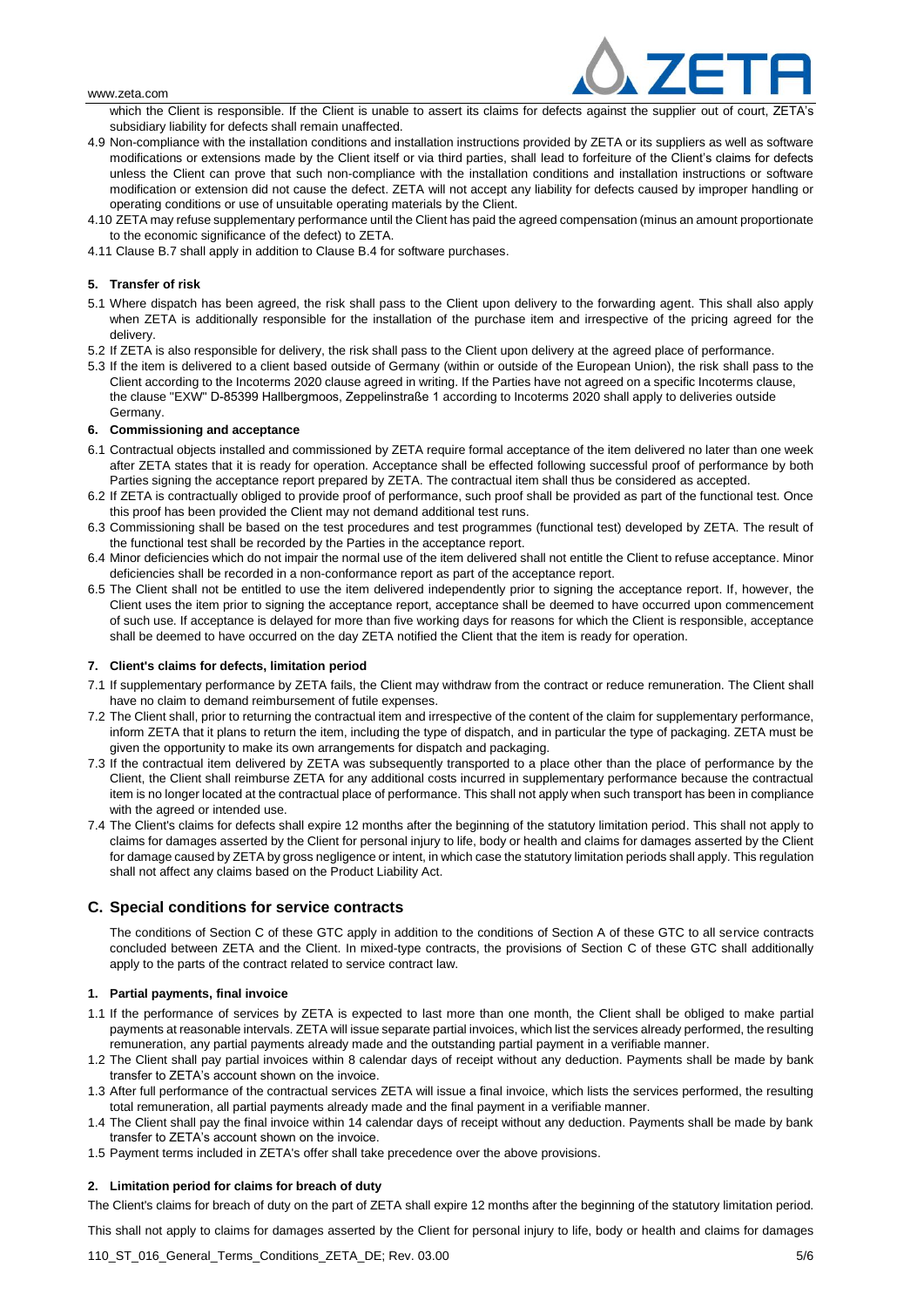which the Client is responsible. If the Client is unable to assert its claims for defects against the supplier out of court, ZETA's subsidiary liability for defects shall remain unaffected.

4.9 Non-compliance with the installation conditions and installation instructions provided by ZETA or its suppliers as well as software modifications or extensions made by the Client itself or via third parties, shall lead to forfeiture of the Client's claims for defects unless the Client can prove that such non-compliance with the installation conditions and installation instructions or software modification or extension did not cause the defect. ZETA will not accept any liability for defects caused by improper handling or operating conditions or use of unsuitable operating materials by the Client.

4.10 ZETA may refuse supplementary performance until the Client has paid the agreed compensation (minus an amount proportionate to the economic significance of the defect) to ZETA.

4.11 Clause B.7 shall apply in addition to Clause B.4 for software purchases.

### 5. Transfer of risk

5.1 Where dispatch has been agreed, the risk shall pass to the Client upon delivery to the forwarding agent. This shall also apply when ZETA is additionally responsible for the installation of the purchase item and irrespective of the pricing agreed for the delivery.

5.2 If ZETA is also responsible for delivery, the risk shall pass to the Client upon delivery at the agreed place of performance.

5.3 If the item is delivered to a client based outside of Germany (within or outside of the European Union), the risk shall pass to the Client according to the Incoterms 2020 clause agreed in writing. If the Parties have not agreed on a specific Incoterms clause, the clause "EXW" D-85399 Hallbergmoos, Zeppelinstraße 1 according to Incoterms 2020 shall apply to deliveries outside Germany.

### 6. Commissioning and acceptance

6.1 Contractual objects installed and commissioned by ZETA require formal acceptance of the item delivered no later than one week after ZETA states that it is ready for operation. Acceptance shall be effected following successful proof of performance by both Parties signing the acceptance report prepared by ZETA. The contractual item shall thus be considered as accepted.

6.2 If ZETA is contractually obliged to provide proof of performance, such proof shall be provided as part of the functional test. Once this proof has been provided the Client may not demand additional test runs.

6.3 Commissioning shall be based on the test procedures and test programmes (functional test) developed by ZETA. The result of the functional test shall be recorded by the Parties in the acceptance report.

6.4 Minor deficiencies which do not impair the normal use of the item delivered shall not entitle the Client to refuse acceptance. Minor deficiencies shall be recorded in a non-conformance report as part of the acceptance report.

6.5 The Client shall not be entitled to use the item delivered independently prior to signing the acceptance report. If, however, the Client uses the item prior to signing the acceptance report, acceptance shall be deemed to have occurred upon commencement of such use. If acceptance is delayed for more than five working days for reasons for which the Client is responsible, acceptance shall be deemed to have occurred on the day ZETA notified the Client that the item is ready for operation.

### 7. Client's claims for defects, limitation period

7.1 If supplementary performance by ZETA fails, the Client may withdraw from the contract or reduce remuneration. The Client shall have no claim to demand reimbursement of futile expenses.

7.2 The Client shall, prior to returning the contractual item and irrespective of the content of the claim for supplementary performance, inform ZETA that it plans to return the item, including the type of dispatch, and in particular the type of packaging. ZETA must be given the opportunity to make its own arrangements for dispatch and packaging.

7.3 If the contractual item delivered by ZETA was subsequently transported to a place other than the place of performance by the Client, the Client shall reimburse ZETA for any additional costs incurred in supplementary performance because the contractual item is no longer located at the contractual place of performance. This shall not apply when such transport has been in compliance with the agreed or intended use.

7.4 The Client's claims for defects shall expire 12 months after the beginning of the statutory limitation period. This shall not apply to claims for damages asserted by the Client for personal injury to life, body or health and claims for damages asserted by the Client for damage caused by ZETA by gross negligence or intent, in which case the statutory limitation periods shall apply. This regulation shall not affect any claims based on the Product Liability Act.

## C. Special conditions for service contracts

The conditions of Section C of these GTC apply in addition to the conditions of Section A of these GTC to all service contracts concluded between ZETA and the Client. In mixed-type contracts, the provisions of Section C of these GTC shall additionally apply to the parts of the contract related to service contract law.

### 1. Partial payments, final invoice

1.1 If the performance of services by ZETA is expected to last more than one month, the Client shall be obliged to make partial payments at reasonable intervals. ZETA will issue separate partial invoices, which list the services already performed, the resulting remuneration, any partial payments already made and the outstanding partial payment in a verifiable manner.

1.2 The Client shall pay partial invoices within 8 calendar days of receipt without any deduction. Payments shall be made by bank transfer to ZETA's account shown on the invoice.

1.3 After full performance of the contractual services ZETA will issue a final invoice, which lists the services performed, the resulting total remuneration, all partial payments already made and the final payment in a verifiable manner.

1.4 The Client shall pay the final invoice within 14 calendar days of receipt without any deduction. Payments shall be made by bank transfer to ZETA's account shown on the invoice.

1.5 Payment terms included in ZETA's offer shall take precedence over the above provisions.

### 2. Limitation period for claims for breach of duty

The Client's claims for breach of duty on the part of ZETA shall expire 12 months after the beginning of the statutory limitation period.

This shall not apply to claims for damages asserted by the Client for personal injury to life, body or health and claims for damages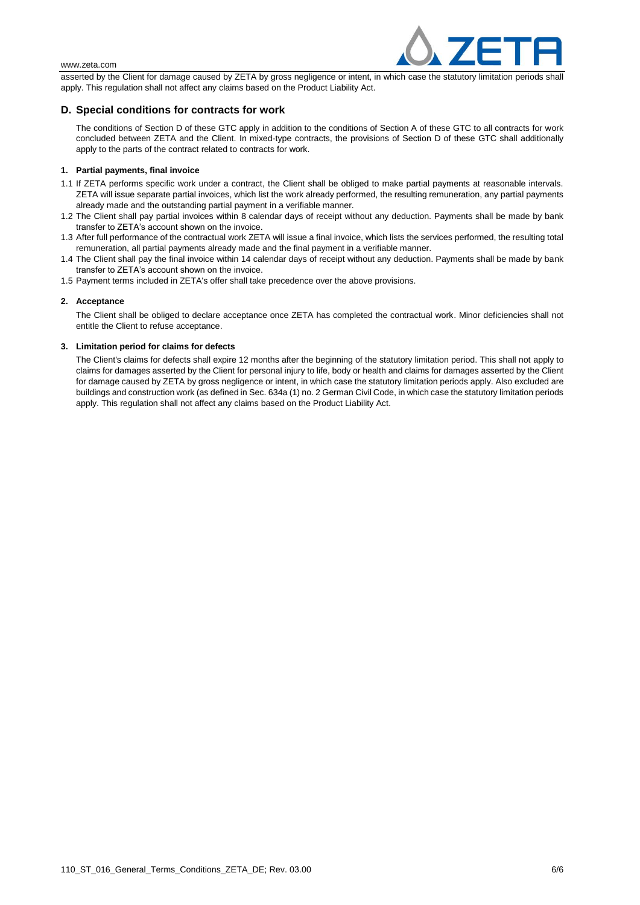asserted by the Client for damage caused by ZETA by gross negligence or intent, in which case the statutory limitation periods shall apply. This regulation shall not affect any claims based on the Product Liability Act.

## D. Special conditions for contracts for work

The conditions of Section D of these GTC apply in addition to the conditions of Section A of these GTC to all contracts for work concluded between ZETA and the Client. In mixed-type contracts, the provisions of Section D of these GTC shall additionally apply to the parts of the contract related to contracts for work.

### 1. Partial payments, final invoice

1.1 If ZETA performs specific work under a contract, the Client shall be obliged to make partial payments at reasonable intervals. ZETA will issue separate partial invoices, which list the work already performed, the resulting remuneration, any partial payments already made and the outstanding partial payment in a verifiable manner.

1.2 The Client shall pay partial invoices within 8 calendar days of receipt without any deduction. Payments shall be made by bank transfer to ZETA's account shown on the invoice.

1.3 After full performance of the contractual work ZETA will issue a final invoice, which lists the services performed, the resulting total remuneration, all partial payments already made and the final payment in a verifiable manner.

1.4 The Client shall pay the final invoice within 14 calendar days of receipt without any deduction. Payments shall be made by bank transfer to ZETA's account shown on the invoice.

1.5 Payment terms included in ZETA's offer shall take precedence over the above provisions.

### 2. Acceptance

The Client shall be obliged to declare acceptance once ZETA has completed the contractual work. Minor deficiencies shall not entitle the Client to refuse acceptance.

### 3. Limitation period for claims for defects

The Client's claims for defects shall expire 12 months after the beginning of the statutory limitation period. This shall not apply to claims for damages asserted by the Client for personal injury to life, body or health and claims for damages asserted by the Client for damage caused by ZETA by gross negligence or intent, in which case the statutory limitation periods apply. Also excluded are buildings and construction work (as defined in Sec. 634a (1) no. 2 German Civil Code, in which case the statutory limitation periods apply. This regulation shall not affect any claims based on the Product Liability Act.